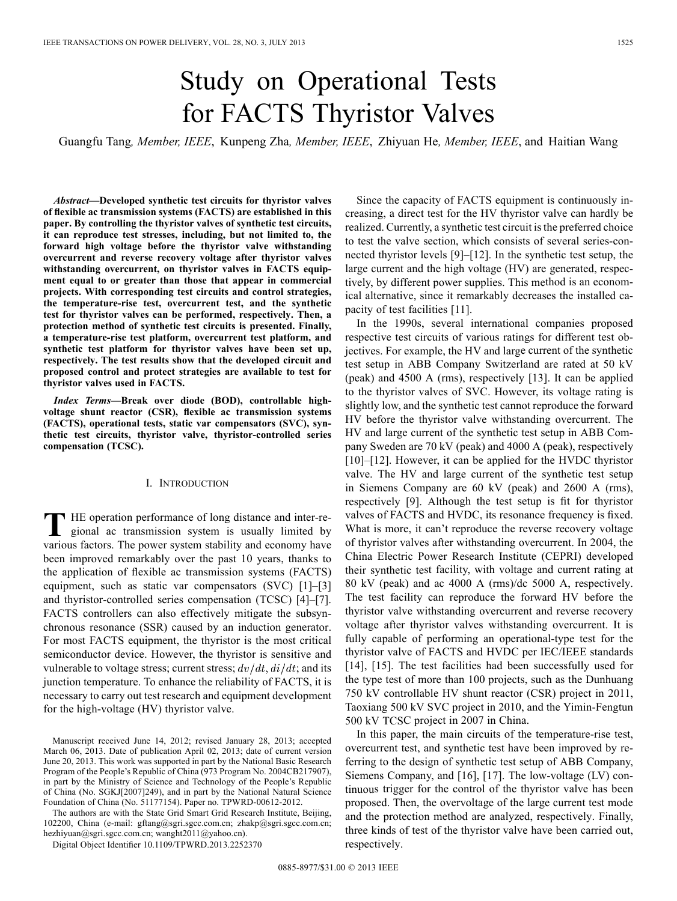# Study on Operational Tests for FACTS Thyristor Valves

Guangfu Tang, *Member, IEEE*, Kunpeng Zha, *Member, IEEE*, Zhiyuan He, *Member, IEEE*, and Haitian Wang

***Abstract*—Developed synthetic test circuits for thyristor valves of flexible ac transmission systems (FACTS) are established in this paper. By controlling the thyristor valves of synthetic test circuits, it can reproduce test stresses, including, but not limited to, the forward high voltage before the thyristor valve withstanding overcurrent and reverse recovery voltage after thyristor valves withstanding overcurrent, on thyristor valves in FACTS equipment equal to or greater than those that appear in commercial projects. With corresponding test circuits and control strategies, the temperature-rise test, overcurrent test, and the synthetic test for thyristor valves can be performed, respectively. Then, a protection method of synthetic test circuits is presented. Finally, a temperature-rise test platform, overcurrent test platform, and synthetic test platform for thyristor valves have been set up, respectively. The test results show that the developed circuit and proposed control and protect strategies are available to test for thyristor valves used in FACTS.**

***Index Terms*—Break over diode (BOD), controllable high-voltage shunt reactor (CSR), flexible ac transmission systems (FACTS), operational tests, static var compensators (SVC), synthetic test circuits, thyristor valve, thyristor-controlled series compensation (TCSC).**

## I. Introduction

The operation performance of long distance and inter-regional ac transmission system is usually limited by various factors. The power system stability and economy have been improved remarkably over the past 10 years, thanks to the application of flexible ac transmission systems (FACTS) equipment, such as static var compensators (SVC) [1]–[3] and thyristor-controlled series compensation (TCSC) [4]–[7]. FACTS controllers can also effectively mitigate the subsynchronous resonance (SSR) caused by an induction generator. For most FACTS equipment, the thyristor is the most critical semiconductor device. However, the thyristor is sensitive and vulnerable to voltage stress; current stress; $dv/dt$, $di/dt$; and its junction temperature. To enhance the reliability of FACTS, it is necessary to carry out test research and equipment development for the high-voltage (HV) thyristor valve.

Manuscript received June 14, 2012; revised January 28, 2013; accepted March 06, 2013. Date of publication April 02, 2013; date of current version June 20, 2013. This work was supported in part by the National Basic Research Program of the People's Republic of China (973 Program No. 2004CB217907), in part by the Ministry of Science and Technology of the People's Republic of China (No. SGKJ[2007]249), and in part by the National Natural Science Foundation of China (No. 51177154). Paper no. TPWRD-00612-2012.

The authors are with the State Grid Smart Grid Research Institute, Beijing, 102200, China (e-mail: gftang@sgri.sgcc.com.cn; zhakp@sgri.sgcc.com.cn; hezhiyuan@sgri.sgcc.com.cn; wanght2011@yahoo.cn).

Digital Object Identifier 10.1109/TPWRD.2013.2252370

Since the capacity of FACTS equipment is continuously increasing, a direct test for the HV thyristor valve can hardly be realized. Currently, a synthetic test circuit is the preferred choice to test the valve section, which consists of several series-connected thyristor levels [9]–[12]. In the synthetic test setup, the large current and the high voltage (HV) are generated, respectively, by different power supplies. This method is an economical alternative, since it remarkably decreases the installed capacity of test facilities [11].

In the 1990s, several international companies proposed respective test circuits of various ratings for different test objectives. For example, the HV and large current of the synthetic test setup in ABB Company Switzerland are rated at 50 kV (peak) and 4500 A (rms), respectively [13]. It can be applied to the thyristor valves of SVC. However, its voltage rating is slightly low, and the synthetic test cannot reproduce the forward HV before the thyristor valve withstanding overcurrent. The HV and large current of the synthetic test setup in ABB Company Sweden are 70 kV (peak) and 4000 A (peak), respectively [10]–[12]. However, it can be applied for the HVDC thyristor valve. The HV and large current of the synthetic test setup in Siemens Company are 60 kV (peak) and 2600 A (rms), respectively [9]. Although the test setup is fit for thyristor valves of FACTS and HVDC, its resonance frequency is fixed. What is more, it can't reproduce the reverse recovery voltage of thyristor valves after withstanding overcurrent. In 2004, the China Electric Power Research Institute (CEPRI) developed their synthetic test facility, with voltage and current rating at 80 kV (peak) and ac 4000 A (rms)/dc 5000 A, respectively. The test facility can reproduce the forward HV before the thyristor valve withstanding overcurrent and reverse recovery voltage after thyristor valves withstanding overcurrent. It is fully capable of performing an operational-type test for the thyristor valve of FACTS and HVDC per IEC/IEEE standards [14], [15]. The test facilities had been successfully used for the type test of more than 100 projects, such as the Dunhuang 750 kV controllable HV shunt reactor (CSR) project in 2011, Taoxiang 500 kV SVC project in 2010, and the Yimin-Fengtun 500 kV TCSC project in 2007 in China.

In this paper, the main circuits of the temperature-rise test, overcurrent test, and synthetic test have been improved by referring to the design of synthetic test setup of ABB Company, Siemens Company, and [16], [17]. The low-voltage (LV) continuous trigger for the control of the thyristor valve has been proposed. Then, the overvoltage of the large current test mode and the protection method are analyzed, respectively. Finally, three kinds of test of the thyristor valve have been carried out, respectively.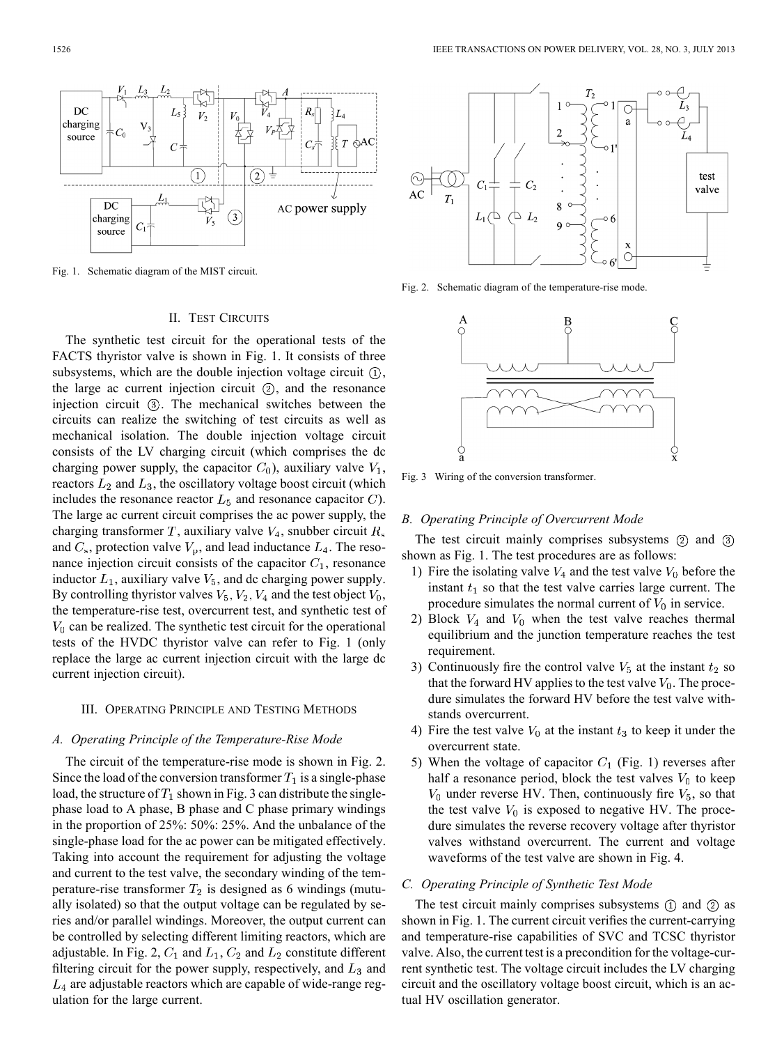Fig. 1. Schematic diagram of the MIST circuit.

Fig. 2. Schematic diagram of the temperature-rise mode.

Fig. 3 Wiring of the conversion transformer.

## II. Test Circuits

The synthetic test circuit for the operational tests of the FACTS thyristor valve is shown in Fig. 1. It consists of three subsystems, which are the double injection voltage circuit ①, the large ac current injection circuit ②, and the resonance injection circuit ③. The mechanical switches between the circuits can realize the switching of test circuits as well as mechanical isolation. The double injection voltage circuit consists of the LV charging circuit (which comprises the dc charging power supply, the capacitor $C_0$), auxiliary valve $V_1$, reactors $L_2$ and $L_3$, the oscillatory voltage boost circuit (which includes the resonance reactor $L_5$ and resonance capacitor $C$). The large ac current circuit comprises the ac power supply, the charging transformer $T$, auxiliary valve $V_4$, snubber circuit $R_s$ and $C_s$, protection valve $V_p$, and lead inductance $L_4$. The resonance injection circuit consists of the capacitor $C_1$, resonance inductor $L_1$, auxiliary valve $V_5$, and dc charging power supply. By controlling thyristor valves $V_5, V_2, V_4$ and the test object $V_0$, the temperature-rise test, overcurrent test, and synthetic test of $V_0$ can be realized. The synthetic test circuit for the operational tests of the HVDC thyristor valve can refer to Fig. 1 (only replace the large ac current injection circuit with the large dc current injection circuit).

## III. Operating Principle and Testing Methods

### A. Operating Principle of the Temperature-Rise Mode

The circuit of the temperature-rise mode is shown in Fig. 2. Since the load of the conversion transformer $T_1$ is a single-phase load, the structure of $T_1$ shown in Fig. 3 can distribute the single-phase load to A phase, B phase and C phase primary windings in the proportion of 25%: 50%: 25%. And the unbalance of the single-phase load for the ac power can be mitigated effectively. Taking into account the requirement for adjusting the voltage and current to the test valve, the secondary winding of the temperature-rise transformer $T_2$ is designed as 6 windings (mutually isolated) so that the output voltage can be regulated by series and/or parallel windings. Moreover, the output current can be controlled by selecting different limiting reactors, which are adjustable. In Fig. 2, $C_1$ and $L_1$, $C_2$ and $L_2$ constitute different filtering circuit for the power supply, respectively, and $L_3$ and $L_4$ are adjustable reactors which are capable of wide-range regulation for the large current.

### B. Operating Principle of Overcurrent Mode

The test circuit mainly comprises subsystems ② and ③ shown as Fig. 1. The test procedures are as follows:

1) Fire the isolating valve $V_4$ and the test valve $V_0$ before the instant $t_1$ so that the test valve carries large current. The procedure simulates the normal current of $V_0$ in service.
2) Block $V_4$ and $V_0$ when the test valve reaches thermal equilibrium and the junction temperature reaches the test requirement.
3) Continuously fire the control valve $V_5$ at the instant $t_2$ so that the forward HV applies to the test valve $V_0$. The procedure simulates the forward HV before the test valve withstands overcurrent.
4) Fire the test valve $V_0$ at the instant $t_3$ to keep it under the overcurrent state.
5) When the voltage of capacitor $C_1$ (Fig. 1) reverses after half a resonance period, block the test valves $V_0$ to keep $V_0$ under reverse HV. Then, continuously fire $V_5$, so that the test valve $V_0$ is exposed to negative HV. The procedure simulates the reverse recovery voltage after thyristor valves withstand overcurrent. The current and voltage waveforms of the test valve are shown in Fig. 4.

### C. Operating Principle of Synthetic Test Mode

The test circuit mainly comprises subsystems ① and ② as shown in Fig. 1. The current circuit verifies the current-carrying and temperature-rise capabilities of SVC and TCSC thyristor valve. Also, the current test is a precondition for the voltage-current synthetic test. The voltage circuit includes the LV charging circuit and the oscillatory voltage boost circuit, which is an actual HV oscillation generator.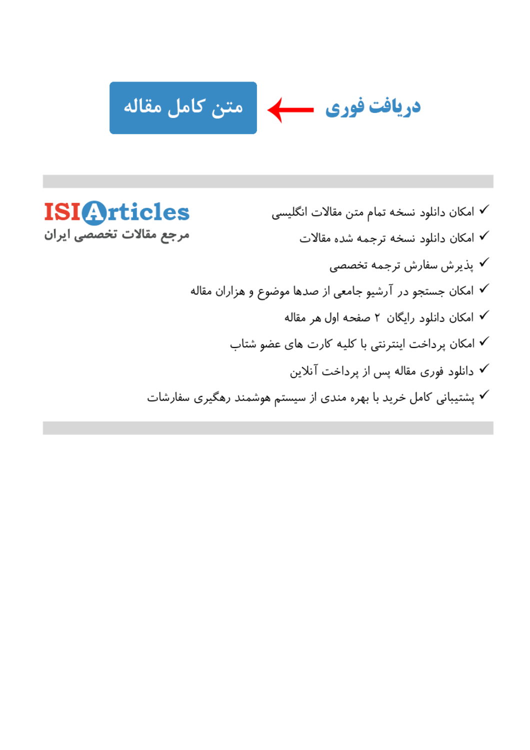دریافت فوری ← **متن کامل مقاله**

**ISIArticles**
مرجع مقالات تخصصی ایران

- ✓ امکان دانلود نسخه تمام متن مقالات انگلیسی
- ✓ امکان دانلود نسخه ترجمه شده مقالات
- ✓ پذیرش سفارش ترجمه تخصصی
- ✓ امکان جستجو در آرشیو جامعی از صدها موضوع و هزاران مقاله
- ✓ امکان دانلود رایگان ۲ صفحه اول هر مقاله
- ✓ امکان پرداخت اینترنتی با کلیه کارت های عضو شتاب
- ✓ دانلود فوری مقاله پس از پرداخت آنلاین
- ✓ پشتیبانی کامل خرید با بهره مندی از سیستم هوشمند رهگیری سفارشات